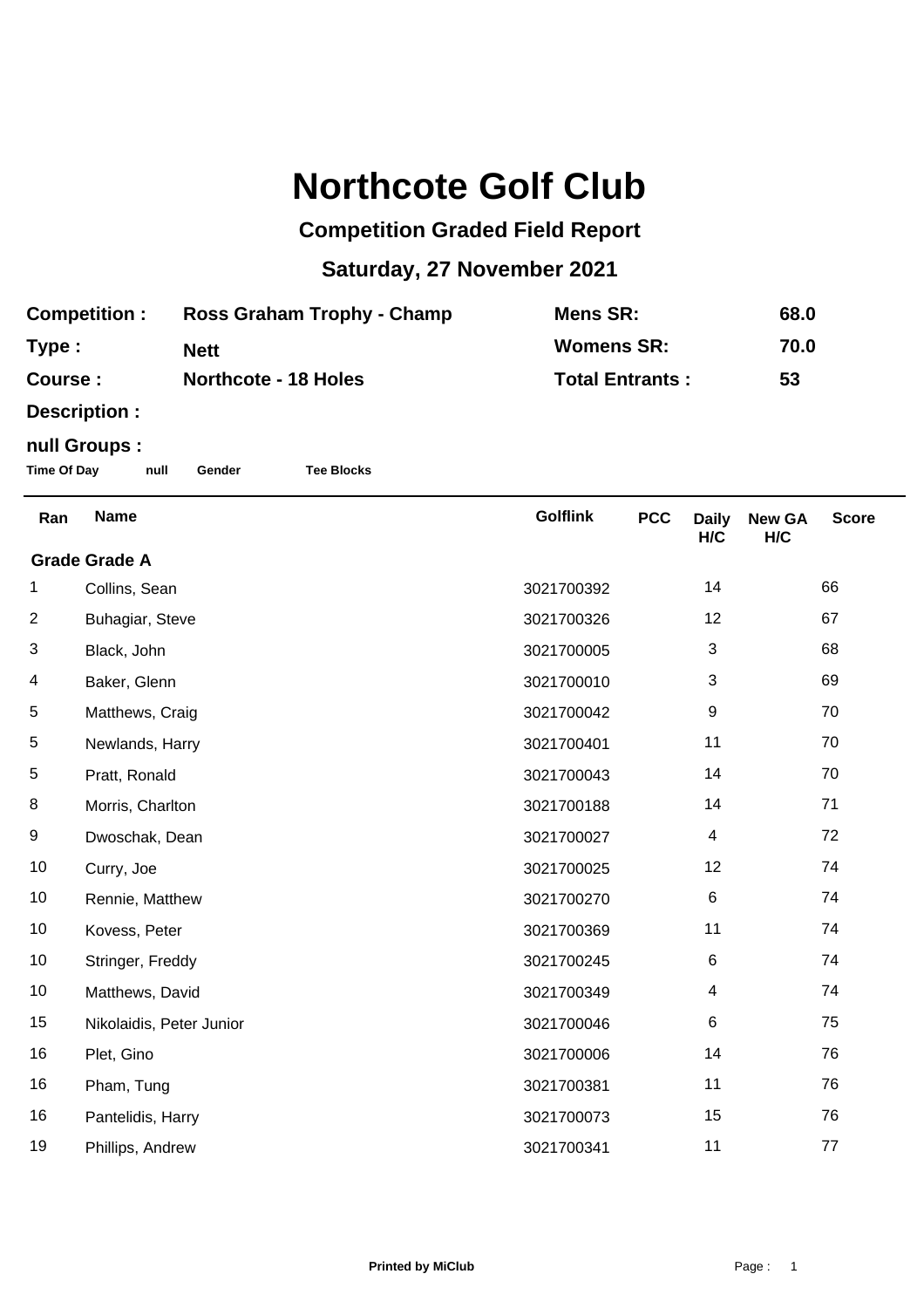# Northcote Golf Club

## Competition Graded Field Report

## Saturday, 27 November 2021

| | | | |
|---|---|---|---|
| **Competition :** | **Ross Graham Trophy - Champ** | **Mens SR:** | **68.0** |
| **Type :** | **Nett** | **Womens SR:** | **70.0** |
| **Course :** | **Northcote - 18 Holes** | **Total Entrants :** | **53** |
| **Description :** | | | |

**null Groups :**

**Time Of Day** **null** **Gender** **Tee Blocks**

| Ran | Name | Golflink | PCC | Daily H/C | New GA H/C | Score |
|---|---|---|---|---|---|---|
| **Grade Grade A** | | | | | | |
| 1 | Collins, Sean | 3021700392 | | 14 | | 66 |
| 2 | Buhagiar, Steve | 3021700326 | | 12 | | 67 |
| 3 | Black, John | 3021700005 | | 3 | | 68 |
| 4 | Baker, Glenn | 3021700010 | | 3 | | 69 |
| 5 | Matthews, Craig | 3021700042 | | 9 | | 70 |
| 5 | Newlands, Harry | 3021700401 | | 11 | | 70 |
| 5 | Pratt, Ronald | 3021700043 | | 14 | | 70 |
| 8 | Morris, Charlton | 3021700188 | | 14 | | 71 |
| 9 | Dwoschak, Dean | 3021700027 | | 4 | | 72 |
| 10 | Curry, Joe | 3021700025 | | 12 | | 74 |
| 10 | Rennie, Matthew | 3021700270 | | 6 | | 74 |
| 10 | Kovess, Peter | 3021700369 | | 11 | | 74 |
| 10 | Stringer, Freddy | 3021700245 | | 6 | | 74 |
| 10 | Matthews, David | 3021700349 | | 4 | | 74 |
| 15 | Nikolaidis, Peter Junior | 3021700046 | | 6 | | 75 |
| 16 | Plet, Gino | 3021700006 | | 14 | | 76 |
| 16 | Pham, Tung | 3021700381 | | 11 | | 76 |
| 16 | Pantelidis, Harry | 3021700073 | | 15 | | 76 |
| 19 | Phillips, Andrew | 3021700341 | | 11 | | 77 |

Printed by MiClub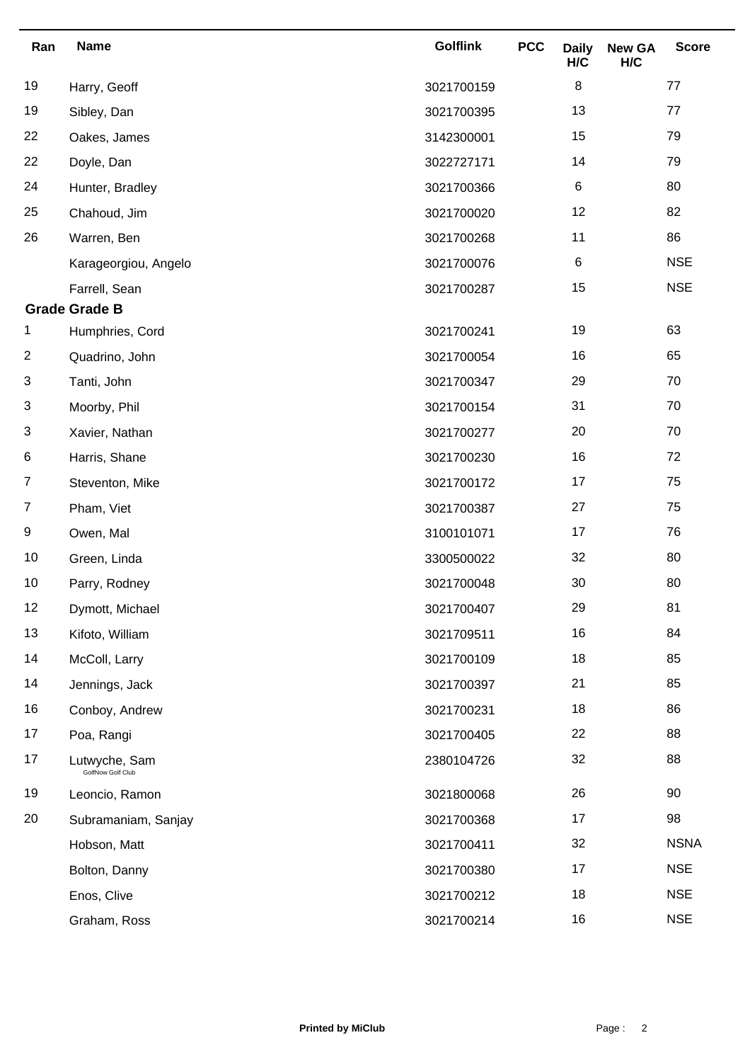| Ran | Name | Golflink | PCC | Daily H/C | New GA H/C | Score |
|---|---|---|---|---|---|---|
| 19 | Harry, Geoff | 3021700159 | | 8 | | 77 |
| 19 | Sibley, Dan | 3021700395 | | 13 | | 77 |
| 22 | Oakes, James | 3142300001 | | 15 | | 79 |
| 22 | Doyle, Dan | 3022727171 | | 14 | | 79 |
| 24 | Hunter, Bradley | 3021700366 | | 6 | | 80 |
| 25 | Chahoud, Jim | 3021700020 | | 12 | | 82 |
| 26 | Warren, Ben | 3021700268 | | 11 | | 86 |
| | Karageorgiou, Angelo | 3021700076 | | 6 | | NSE |
| | Farrell, Sean | 3021700287 | | 15 | | NSE |
| **Grade Grade B** | | | | | | |
| 1 | Humphries, Cord | 3021700241 | | 19 | | 63 |
| 2 | Quadrino, John | 3021700054 | | 16 | | 65 |
| 3 | Tanti, John | 3021700347 | | 29 | | 70 |
| 3 | Moorby, Phil | 3021700154 | | 31 | | 70 |
| 3 | Xavier, Nathan | 3021700277 | | 20 | | 70 |
| 6 | Harris, Shane | 3021700230 | | 16 | | 72 |
| 7 | Steventon, Mike | 3021700172 | | 17 | | 75 |
| 7 | Pham, Viet | 3021700387 | | 27 | | 75 |
| 9 | Owen, Mal | 3100101071 | | 17 | | 76 |
| 10 | Green, Linda | 3300500022 | | 32 | | 80 |
| 10 | Parry, Rodney | 3021700048 | | 30 | | 80 |
| 12 | Dymott, Michael | 3021700407 | | 29 | | 81 |
| 13 | Kifoto, William | 3021709511 | | 16 | | 84 |
| 14 | McColl, Larry | 3021700109 | | 18 | | 85 |
| 14 | Jennings, Jack | 3021700397 | | 21 | | 85 |
| 16 | Conboy, Andrew | 3021700231 | | 18 | | 86 |
| 17 | Poa, Rangi | 3021700405 | | 22 | | 88 |
| 17 | Lutwyche, Sam GolfNow Golf Club | 2380104726 | | 32 | | 88 |
| 19 | Leoncio, Ramon | 3021800068 | | 26 | | 90 |
| 20 | Subramaniam, Sanjay | 3021700368 | | 17 | | 98 |
| | Hobson, Matt | 3021700411 | | 32 | | NSNA |
| | Bolton, Danny | 3021700380 | | 17 | | NSE |
| | Enos, Clive | 3021700212 | | 18 | | NSE |
| | Graham, Ross | 3021700214 | | 16 | | NSE |

Printed by MiClub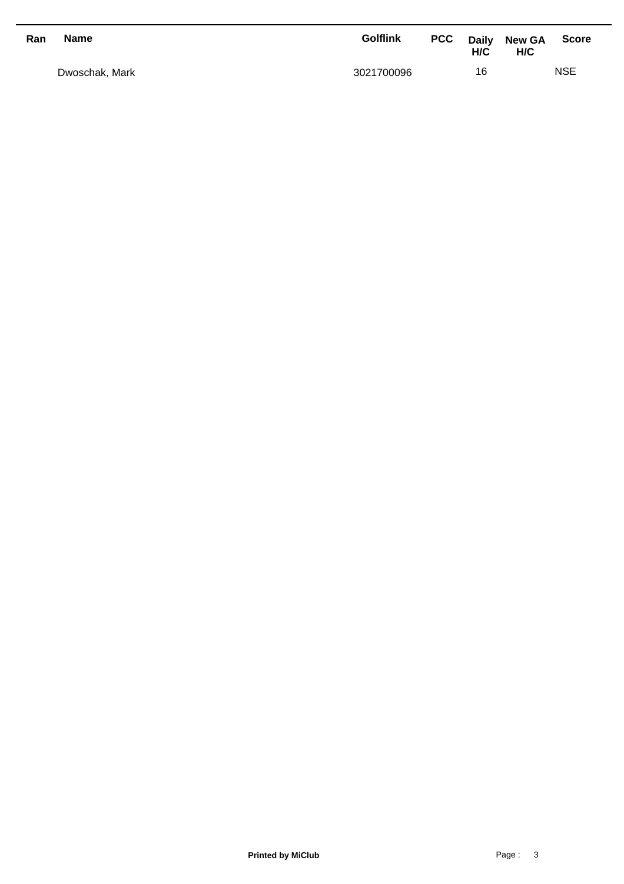| Ran | Name | Golflink | PCC | Daily H/C | New GA H/C | Score |
|---|---|---|---|---|---|---|
| | Dwoschak, Mark | 3021700096 | | 16 | | NSE |

**Printed by MiClub**